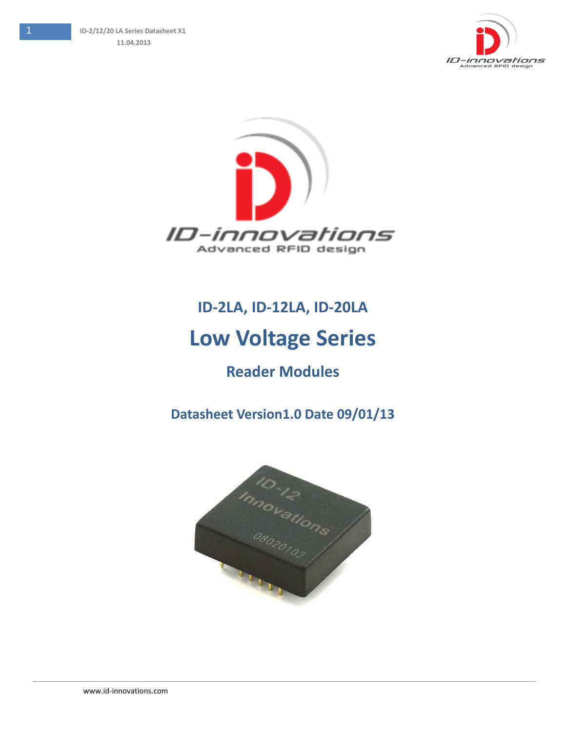# ID-2LA, ID-12LA, ID-20LA

# Low Voltage Series

## Reader Modules

### Datasheet Version1.0 Date 09/01/13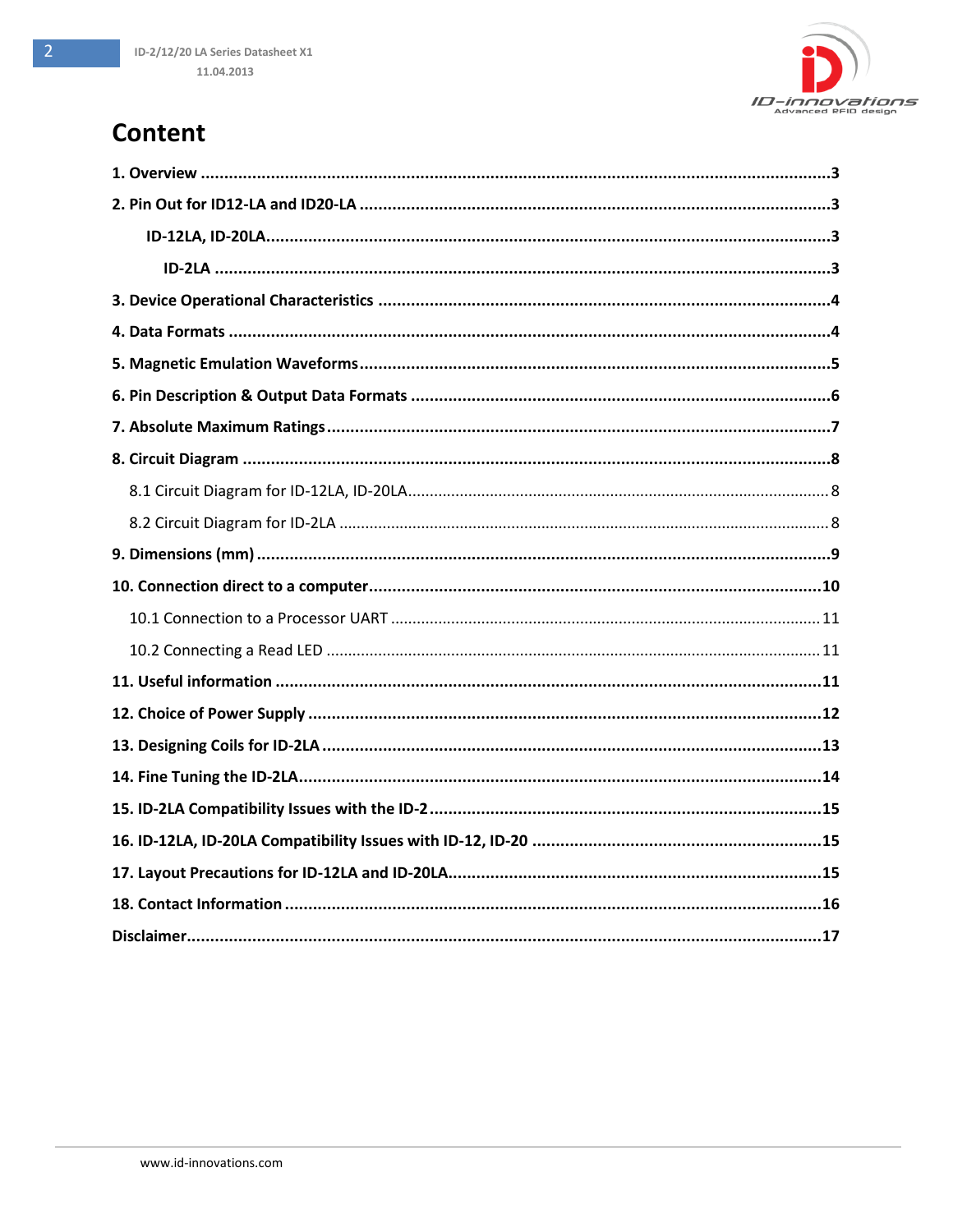# Content

1. Overview ....................................................................................................3

2. Pin Out for ID12-LA and ID20-LA ....................................................................3

   ID-12LA, ID-20LA.........................................................................................3

   ID-2LA ..................................................................................................3

3. Device Operational Characteristics ...................................................................4

4. Data Formats ..............................................................................................4

5. Magnetic Emulation Waveforms.........................................................................5

6. Pin Description & Output Data Formats ..............................................................6

7. Absolute Maximum Ratings.............................................................................7

8. Circuit Diagram ...........................................................................................8

   8.1 Circuit Diagram for ID-12LA, ID-20LA..............................................................8

   8.2 Circuit Diagram for ID-2LA ..........................................................................8

9. Dimensions (mm) .........................................................................................9

10. Connection direct to a computer....................................................................10

   10.1 Connection to a Processor UART ..................................................................11

   10.2 Connecting a Read LED ...........................................................................11

11. Useful information .....................................................................................11

12. Choice of Power Supply ...............................................................................12

13. Designing Coils for ID-2LA............................................................................13

14. Fine Tuning the ID-2LA.................................................................................14

15. ID-2LA Compatibility Issues with the ID-2.........................................................15

16. ID-12LA, ID-20LA Compatibility Issues with ID-12, ID-20 .......................................15

17. Layout Precautions for ID-12LA and ID-20LA......................................................15

18. Contact Information ....................................................................................16

Disclaimer.....................................................................................................17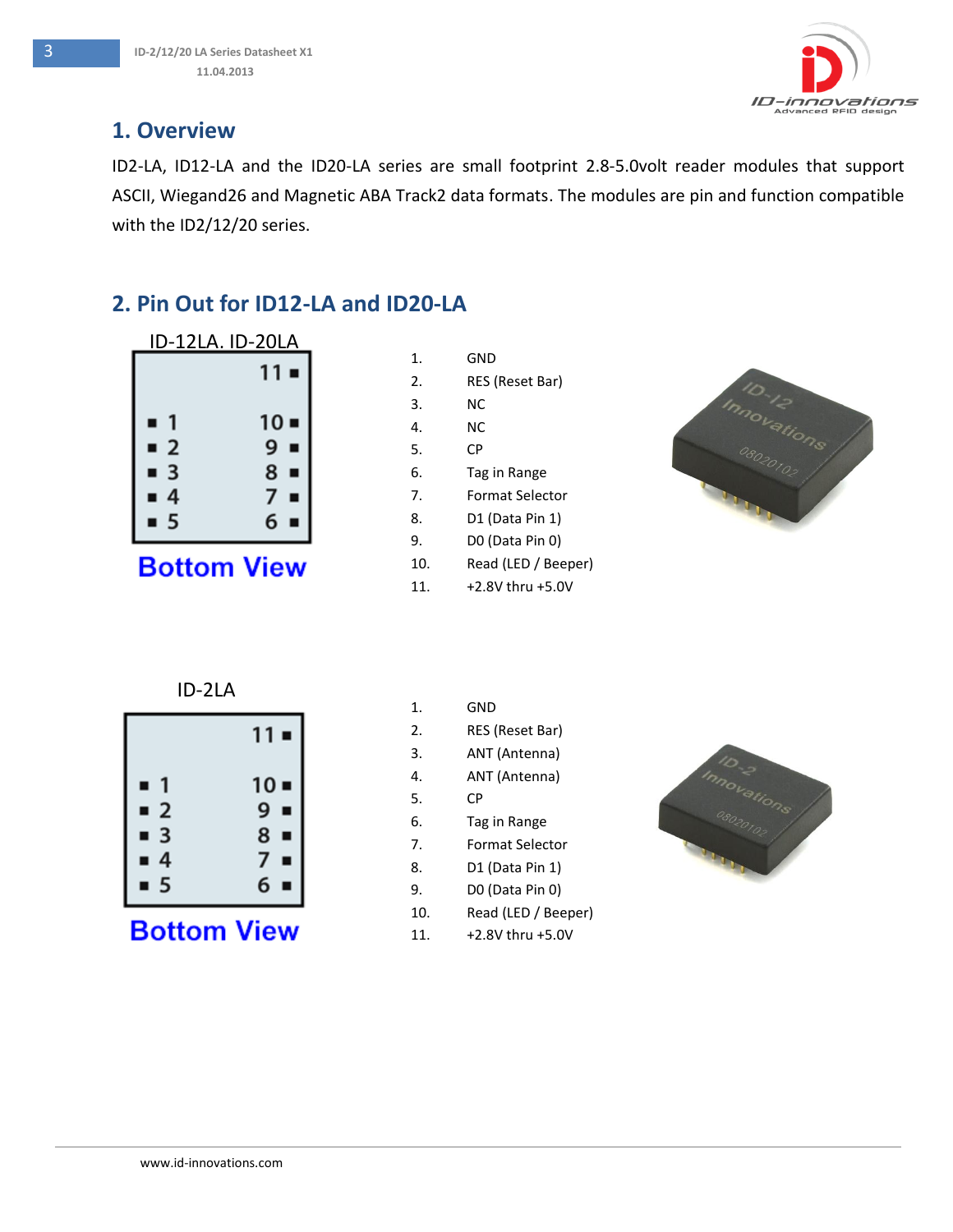## 1. Overview

ID2-LA, ID12-LA and the ID20-LA series are small footprint 2.8-5.0volt reader modules that support ASCII, Wiegand26 and Magnetic ABA Track2 data formats. The modules are pin and function compatible with the ID2/12/20 series.

## 2. Pin Out for ID12-LA and ID20-LA

ID-12LA. ID-20LA

Bottom View

1. GND
2. RES (Reset Bar)
3. NC
4. NC
5. CP
6. Tag in Range
7. Format Selector
8. D1 (Data Pin 1)
9. D0 (Data Pin 0)
10. Read (LED / Beeper)
11. +2.8V thru +5.0V

ID-2LA

Bottom View

1. GND
2. RES (Reset Bar)
3. ANT (Antenna)
4. ANT (Antenna)
5. CP
6. Tag in Range
7. Format Selector
8. D1 (Data Pin 1)
9. D0 (Data Pin 0)
10. Read (LED / Beeper)
11. +2.8V thru +5.0V

www.id-innovations.com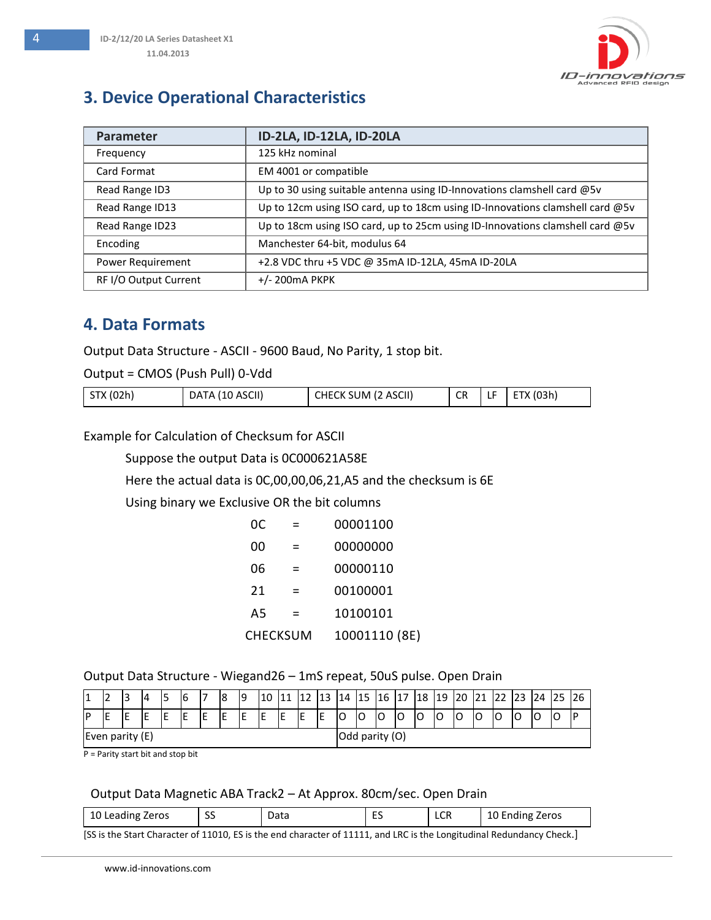## 3. Device Operational Characteristics

| Parameter | ID-2LA, ID-12LA, ID-20LA |
|---|---|
| Frequency | 125 kHz nominal |
| Card Format | EM 4001 or compatible |
| Read Range ID3 | Up to 30 using suitable antenna using ID-Innovations clamshell card @5v |
| Read Range ID13 | Up to 12cm using ISO card, up to 18cm using ID-Innovations clamshell card @5v |
| Read Range ID23 | Up to 18cm using ISO card, up to 25cm using ID-Innovations clamshell card @5v |
| Encoding | Manchester 64-bit, modulus 64 |
| Power Requirement | +2.8 VDC thru +5 VDC @ 35mA ID-12LA, 45mA ID-20LA |
| RF I/O Output Current | +/- 200mA PKPK |

## 4. Data Formats

Output Data Structure - ASCII - 9600 Baud, No Parity, 1 stop bit.

Output = CMOS (Push Pull) 0-Vdd

| STX (02h) | DATA (10 ASCII) | CHECK SUM (2 ASCII) | CR | LF | ETX (03h) |
|---|---|---|---|---|---|

Example for Calculation of Checksum for ASCII

Suppose the output Data is 0C000621A58E

Here the actual data is 0C,00,00,06,21,A5 and the checksum is 6E

Using binary we Exclusive OR the bit columns

| | | |
|---|---|---|
| 0C | = | 00001100 |
| 00 | = | 00000000 |
| 06 | = | 00000110 |
| 21 | = | 00100001 |
| A5 | = | 10100101 |
| CHECKSUM | | 10001110 (8E) |

Output Data Structure - Wiegand26 – 1mS repeat, 50uS pulse. Open Drain

| 1 | 2 | 3 | 4 | 5 | 6 | 7 | 8 | 9 | 10 | 11 | 12 | 13 | 14 | 15 | 16 | 17 | 18 | 19 | 20 | 21 | 22 | 23 | 24 | 25 | 26 |
|---|---|---|---|---|---|---|---|---|---|---|---|---|---|---|---|---|---|---|---|---|---|---|---|---|---|
| P | E | E | E | E | E | E | E | E | E | E | E | E | O | O | O | O | O | O | O | O | O | O | O | O | P |
| Even parity (E) | | | | | | | | | | | | | Odd parity (O) | | | | | | | | | | | | |

P = Parity start bit and stop bit

Output Data Magnetic ABA Track2 – At Approx. 80cm/sec. Open Drain

| 10 Leading Zeros | SS | Data | ES | LCR | 10 Ending Zeros |
|---|---|---|---|---|---|

[SS is the Start Character of 11010, ES is the end character of 11111, and LRC is the Longitudinal Redundancy Check.]

www.id-innovations.com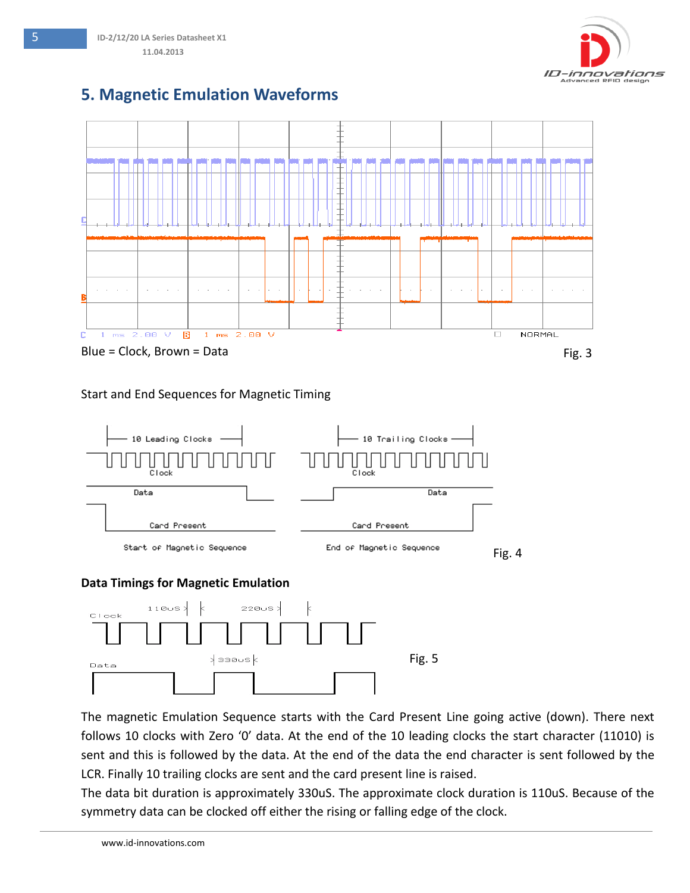## 5. Magnetic Emulation Waveforms

Blue = Clock, Brown = Data

Fig. 3

Start and End Sequences for Magnetic Timing

Fig. 4

**Data Timings for Magnetic Emulation**

Fig. 5

The magnetic Emulation Sequence starts with the Card Present Line going active (down). There next follows 10 clocks with Zero '0' data. At the end of the 10 leading clocks the start character (11010) is sent and this is followed by the data. At the end of the data the end character is sent followed by the LCR. Finally 10 trailing clocks are sent and the card present line is raised.

The data bit duration is approximately 330uS. The approximate clock duration is 110uS. Because of the symmetry data can be clocked off either the rising or falling edge of the clock.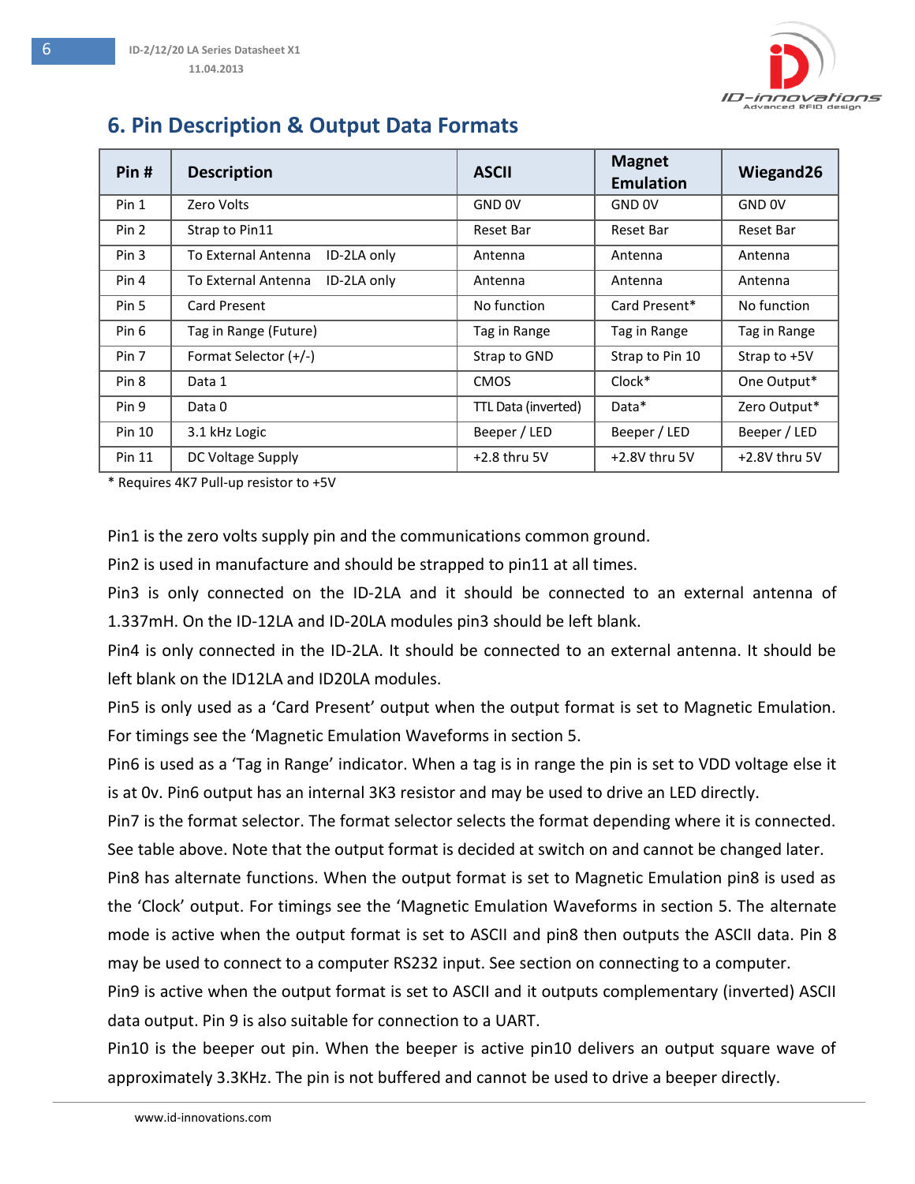## 6. Pin Description & Output Data Formats

| Pin # | Description | ASCII | Magnet Emulation | Wiegand26 |
|---|---|---|---|---|
| Pin 1 | Zero Volts | GND 0V | GND 0V | GND 0V |
| Pin 2 | Strap to Pin11 | Reset Bar | Reset Bar | Reset Bar |
| Pin 3 | To External Antenna ID-2LA only | Antenna | Antenna | Antenna |
| Pin 4 | To External Antenna ID-2LA only | Antenna | Antenna | Antenna |
| Pin 5 | Card Present | No function | Card Present* | No function |
| Pin 6 | Tag in Range (Future) | Tag in Range | Tag in Range | Tag in Range |
| Pin 7 | Format Selector (+/-) | Strap to GND | Strap to Pin 10 | Strap to +5V |
| Pin 8 | Data 1 | CMOS | Clock* | One Output* |
| Pin 9 | Data 0 | TTL Data (inverted) | Data* | Zero Output* |
| Pin 10 | 3.1 kHz Logic | Beeper / LED | Beeper / LED | Beeper / LED |
| Pin 11 | DC Voltage Supply | +2.8 thru 5V | +2.8V thru 5V | +2.8V thru 5V |

* Requires 4K7 Pull-up resistor to +5V

Pin1 is the zero volts supply pin and the communications common ground.

Pin2 is used in manufacture and should be strapped to pin11 at all times.

Pin3 is only connected on the ID-2LA and it should be connected to an external antenna of 1.337mH. On the ID-12LA and ID-20LA modules pin3 should be left blank.

Pin4 is only connected in the ID-2LA. It should be connected to an external antenna. It should be left blank on the ID12LA and ID20LA modules.

Pin5 is only used as a 'Card Present' output when the output format is set to Magnetic Emulation. For timings see the 'Magnetic Emulation Waveforms in section 5.

Pin6 is used as a 'Tag in Range' indicator. When a tag is in range the pin is set to VDD voltage else it is at 0v. Pin6 output has an internal 3K3 resistor and may be used to drive an LED directly.

Pin7 is the format selector. The format selector selects the format depending where it is connected. See table above. Note that the output format is decided at switch on and cannot be changed later.

Pin8 has alternate functions. When the output format is set to Magnetic Emulation pin8 is used as the 'Clock' output. For timings see the 'Magnetic Emulation Waveforms in section 5. The alternate mode is active when the output format is set to ASCII and pin8 then outputs the ASCII data. Pin 8 may be used to connect to a computer RS232 input. See section on connecting to a computer.

Pin9 is active when the output format is set to ASCII and it outputs complementary (inverted) ASCII data output. Pin 9 is also suitable for connection to a UART.

Pin10 is the beeper out pin. When the beeper is active pin10 delivers an output square wave of approximately 3.3KHz. The pin is not buffered and cannot be used to drive a beeper directly.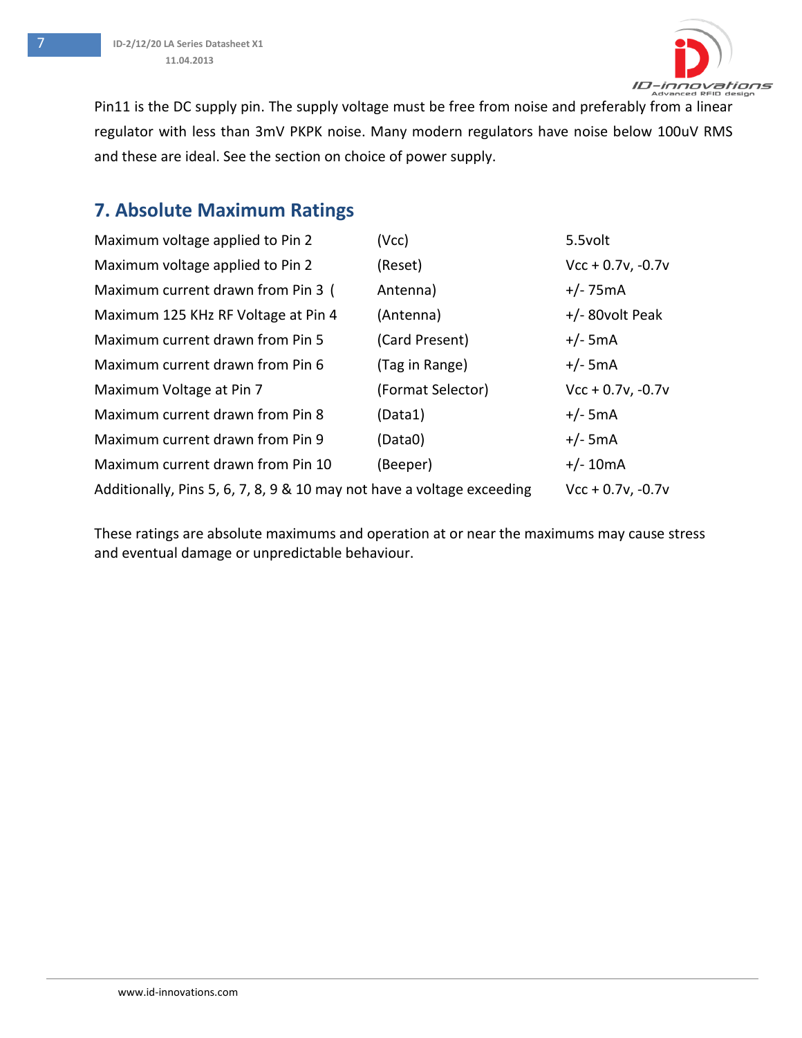Pin11 is the DC supply pin. The supply voltage must be free from noise and preferably from a linear regulator with less than 3mV PKPK noise. Many modern regulators have noise below 100uV RMS and these are ideal. See the section on choice of power supply.

## 7. Absolute Maximum Ratings

| | | |
|---|---|---|
| Maximum voltage applied to Pin 2 | (Vcc) | 5.5volt |
| Maximum voltage applied to Pin 2 | (Reset) | Vcc + 0.7v, -0.7v |
| Maximum current drawn from Pin 3 ( | Antenna) | +/- 75mA |
| Maximum 125 KHz RF Voltage at Pin 4 | (Antenna) | +/- 80volt Peak |
| Maximum current drawn from Pin 5 | (Card Present) | +/- 5mA |
| Maximum current drawn from Pin 6 | (Tag in Range) | +/- 5mA |
| Maximum Voltage at Pin 7 | (Format Selector) | Vcc + 0.7v, -0.7v |
| Maximum current drawn from Pin 8 | (Data1) | +/- 5mA |
| Maximum current drawn from Pin 9 | (Data0) | +/- 5mA |
| Maximum current drawn from Pin 10 | (Beeper) | +/- 10mA |
| Additionally, Pins 5, 6, 7, 8, 9 & 10 may not have a voltage exceeding | | Vcc + 0.7v, -0.7v |

These ratings are absolute maximums and operation at or near the maximums may cause stress and eventual damage or unpredictable behaviour.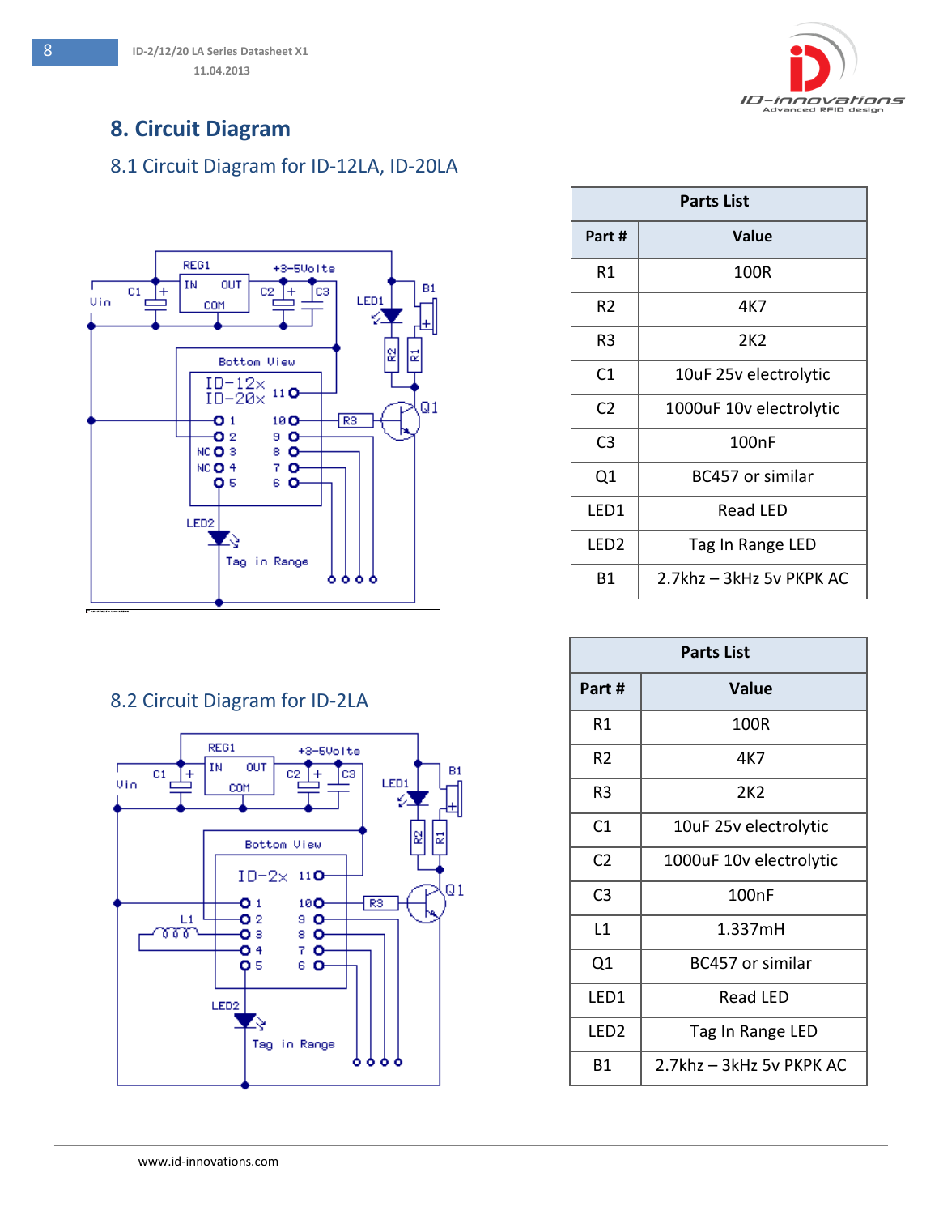# 8. Circuit Diagram

## 8.1 Circuit Diagram for ID-12LA, ID-20LA

| Parts List | |
|---|---|
| **Part #** | **Value** |
| R1 | 100R |
| R2 | 4K7 |
| R3 | 2K2 |
| C1 | 10uF 25v electrolytic |
| C2 | 1000uF 10v electrolytic |
| C3 | 100nF |
| Q1 | BC457 or similar |
| LED1 | Read LED |
| LED2 | Tag In Range LED |
| B1 | 2.7khz – 3kHz 5v PKPK AC |

## 8.2 Circuit Diagram for ID-2LA

| Parts List | |
|---|---|
| **Part #** | **Value** |
| R1 | 100R |
| R2 | 4K7 |
| R3 | 2K2 |
| C1 | 10uF 25v electrolytic |
| C2 | 1000uF 10v electrolytic |
| C3 | 100nF |
| L1 | 1.337mH |
| Q1 | BC457 or similar |
| LED1 | Read LED |
| LED2 | Tag In Range LED |
| B1 | 2.7khz – 3kHz 5v PKPK AC |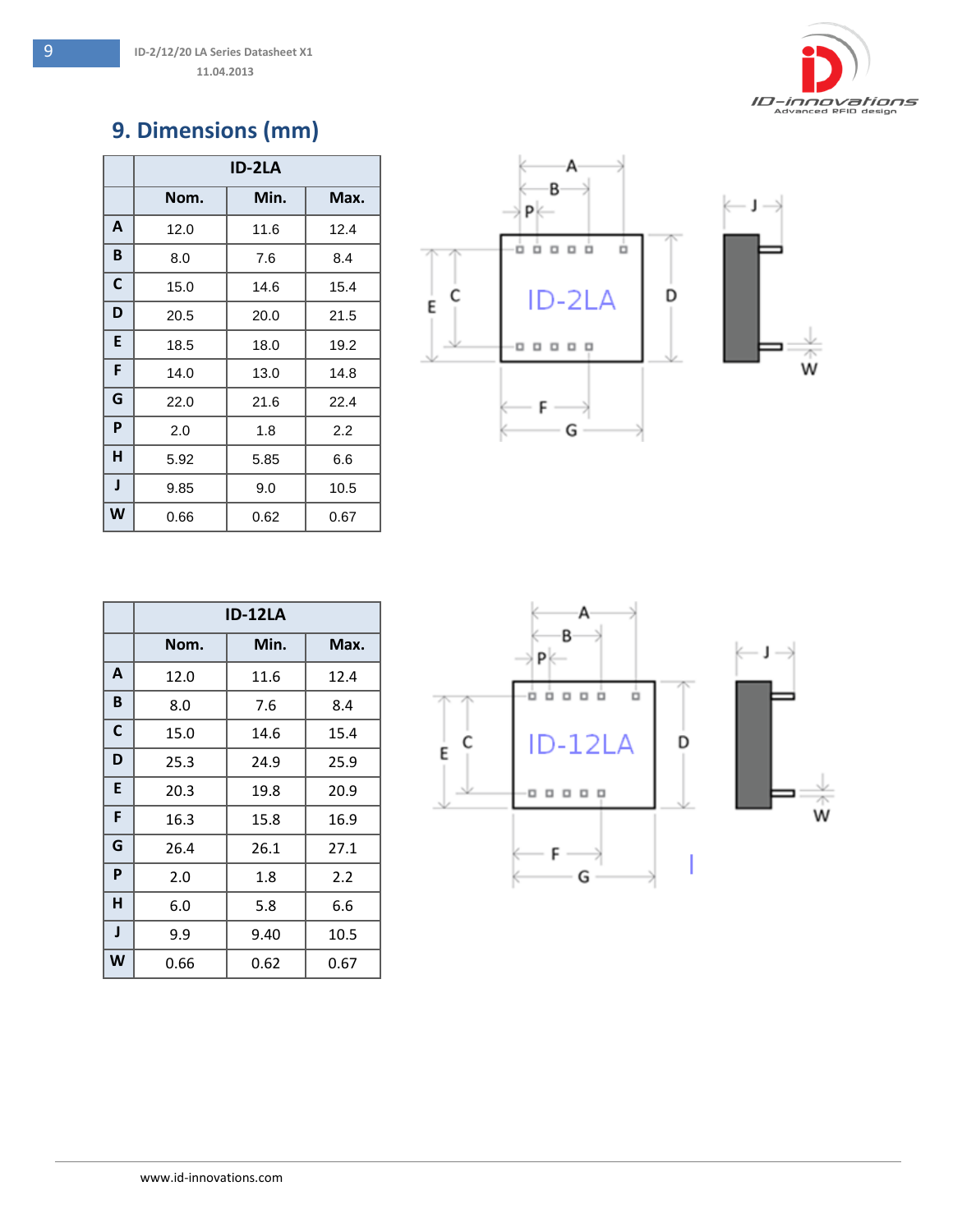## 9. Dimensions (mm)

| | ID-2LA | | |
|---|---|---|---|
| | **Nom.** | **Min.** | **Max.** |
| **A** | 12.0 | 11.6 | 12.4 |
| **B** | 8.0 | 7.6 | 8.4 |
| **C** | 15.0 | 14.6 | 15.4 |
| **D** | 20.5 | 20.0 | 21.5 |
| **E** | 18.5 | 18.0 | 19.2 |
| **F** | 14.0 | 13.0 | 14.8 |
| **G** | 22.0 | 21.6 | 22.4 |
| **P** | 2.0 | 1.8 | 2.2 |
| **H** | 5.92 | 5.85 | 6.6 |
| **J** | 9.85 | 9.0 | 10.5 |
| **W** | 0.66 | 0.62 | 0.67 |

| | ID-12LA | | |
|---|---|---|---|
| | **Nom.** | **Min.** | **Max.** |
| **A** | 12.0 | 11.6 | 12.4 |
| **B** | 8.0 | 7.6 | 8.4 |
| **C** | 15.0 | 14.6 | 15.4 |
| **D** | 25.3 | 24.9 | 25.9 |
| **E** | 20.3 | 19.8 | 20.9 |
| **F** | 16.3 | 15.8 | 16.9 |
| **G** | 26.4 | 26.1 | 27.1 |
| **P** | 2.0 | 1.8 | 2.2 |
| **H** | 6.0 | 5.8 | 6.6 |
| **J** | 9.9 | 9.40 | 10.5 |
| **W** | 0.66 | 0.62 | 0.67 |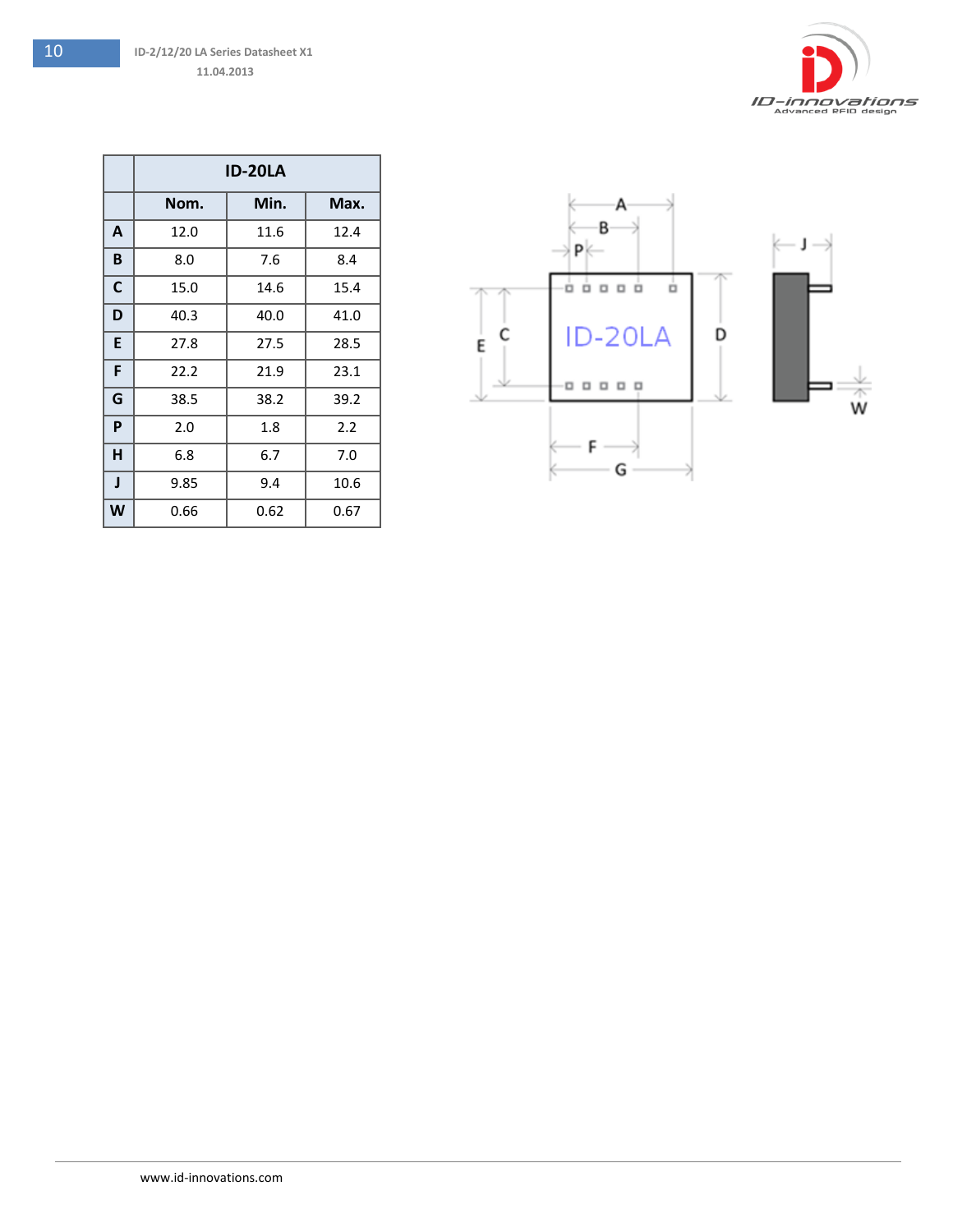| | ID-20LA | | |
|---|---|---|---|
| | **Nom.** | **Min.** | **Max.** |
| **A** | 12.0 | 11.6 | 12.4 |
| **B** | 8.0 | 7.6 | 8.4 |
| **C** | 15.0 | 14.6 | 15.4 |
| **D** | 40.3 | 40.0 | 41.0 |
| **E** | 27.8 | 27.5 | 28.5 |
| **F** | 22.2 | 21.9 | 23.1 |
| **G** | 38.5 | 38.2 | 39.2 |
| **P** | 2.0 | 1.8 | 2.2 |
| **H** | 6.8 | 6.7 | 7.0 |
| **J** | 9.85 | 9.4 | 10.6 |
| **W** | 0.66 | 0.62 | 0.67 |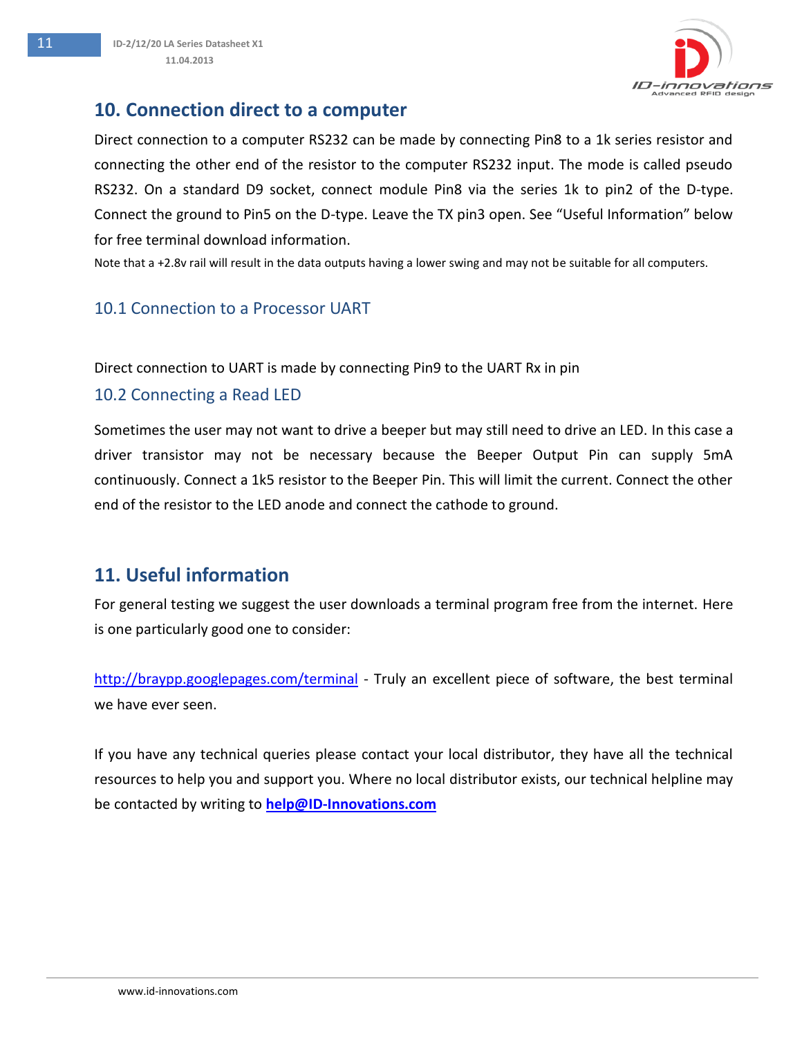## 10. Connection direct to a computer

Direct connection to a computer RS232 can be made by connecting Pin8 to a 1k series resistor and connecting the other end of the resistor to the computer RS232 input. The mode is called pseudo RS232. On a standard D9 socket, connect module Pin8 via the series 1k to pin2 of the D-type. Connect the ground to Pin5 on the D-type. Leave the TX pin3 open. See "Useful Information" below for free terminal download information.

Note that a +2.8v rail will result in the data outputs having a lower swing and may not be suitable for all computers.

### 10.1 Connection to a Processor UART

Direct connection to UART is made by connecting Pin9 to the UART Rx in pin

### 10.2 Connecting a Read LED

Sometimes the user may not want to drive a beeper but may still need to drive an LED. In this case a driver transistor may not be necessary because the Beeper Output Pin can supply 5mA continuously. Connect a 1k5 resistor to the Beeper Pin. This will limit the current. Connect the other end of the resistor to the LED anode and connect the cathode to ground.

## 11. Useful information

For general testing we suggest the user downloads a terminal program free from the internet. Here is one particularly good one to consider:

http://braypp.googlepages.com/terminal - Truly an excellent piece of software, the best terminal we have ever seen.

If you have any technical queries please contact your local distributor, they have all the technical resources to help you and support you. Where no local distributor exists, our technical helpline may be contacted by writing to **help@ID-Innovations.com**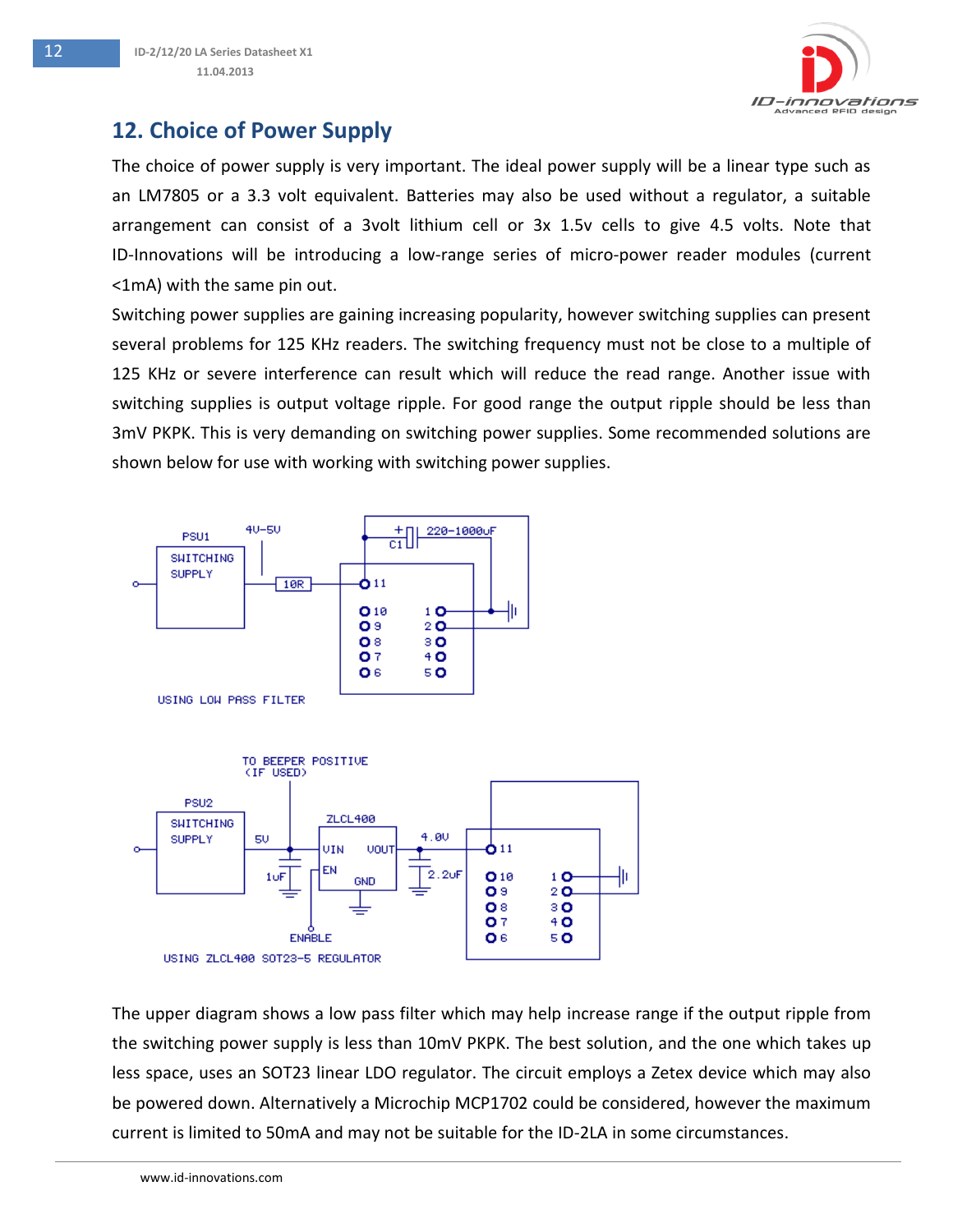## 12. Choice of Power Supply

The choice of power supply is very important. The ideal power supply will be a linear type such as an LM7805 or a 3.3 volt equivalent. Batteries may also be used without a regulator, a suitable arrangement can consist of a 3volt lithium cell or 3x 1.5v cells to give 4.5 volts. Note that ID-Innovations will be introducing a low-range series of micro-power reader modules (current <1mA) with the same pin out.

Switching power supplies are gaining increasing popularity, however switching supplies can present several problems for 125 KHz readers. The switching frequency must not be close to a multiple of 125 KHz or severe interference can result which will reduce the read range. Another issue with switching supplies is output voltage ripple. For good range the output ripple should be less than 3mV PKPK. This is very demanding on switching power supplies. Some recommended solutions are shown below for use with working with switching power supplies.

USING LOW PASS FILTER

USING ZLCL400 SOT23-5 REGULATOR

The upper diagram shows a low pass filter which may help increase range if the output ripple from the switching power supply is less than 10mV PKPK. The best solution, and the one which takes up less space, uses an SOT23 linear LDO regulator. The circuit employs a Zetex device which may also be powered down. Alternatively a Microchip MCP1702 could be considered, however the maximum current is limited to 50mA and may not be suitable for the ID-2LA in some circumstances.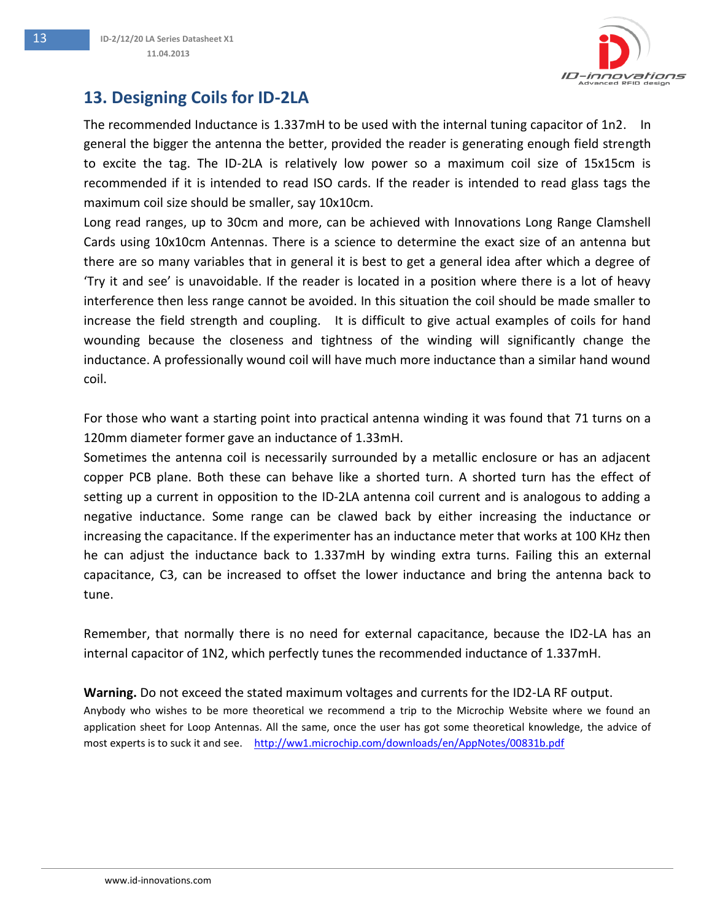## 13. Designing Coils for ID-2LA

The recommended Inductance is 1.337mH to be used with the internal tuning capacitor of 1n2. In general the bigger the antenna the better, provided the reader is generating enough field strength to excite the tag. The ID-2LA is relatively low power so a maximum coil size of 15x15cm is recommended if it is intended to read ISO cards. If the reader is intended to read glass tags the maximum coil size should be smaller, say 10x10cm.

Long read ranges, up to 30cm and more, can be achieved with Innovations Long Range Clamshell Cards using 10x10cm Antennas. There is a science to determine the exact size of an antenna but there are so many variables that in general it is best to get a general idea after which a degree of 'Try it and see' is unavoidable. If the reader is located in a position where there is a lot of heavy interference then less range cannot be avoided. In this situation the coil should be made smaller to increase the field strength and coupling. It is difficult to give actual examples of coils for hand wounding because the closeness and tightness of the winding will significantly change the inductance. A professionally wound coil will have much more inductance than a similar hand wound coil.

For those who want a starting point into practical antenna winding it was found that 71 turns on a 120mm diameter former gave an inductance of 1.33mH.

Sometimes the antenna coil is necessarily surrounded by a metallic enclosure or has an adjacent copper PCB plane. Both these can behave like a shorted turn. A shorted turn has the effect of setting up a current in opposition to the ID-2LA antenna coil current and is analogous to adding a negative inductance. Some range can be clawed back by either increasing the inductance or increasing the capacitance. If the experimenter has an inductance meter that works at 100 KHz then he can adjust the inductance back to 1.337mH by winding extra turns. Failing this an external capacitance, C3, can be increased to offset the lower inductance and bring the antenna back to tune.

Remember, that normally there is no need for external capacitance, because the ID2-LA has an internal capacitor of 1N2, which perfectly tunes the recommended inductance of 1.337mH.

**Warning.** Do not exceed the stated maximum voltages and currents for the ID2-LA RF output.

Anybody who wishes to be more theoretical we recommend a trip to the Microchip Website where we found an application sheet for Loop Antennas. All the same, once the user has got some theoretical knowledge, the advice of most experts is to suck it and see. http://ww1.microchip.com/downloads/en/AppNotes/00831b.pdf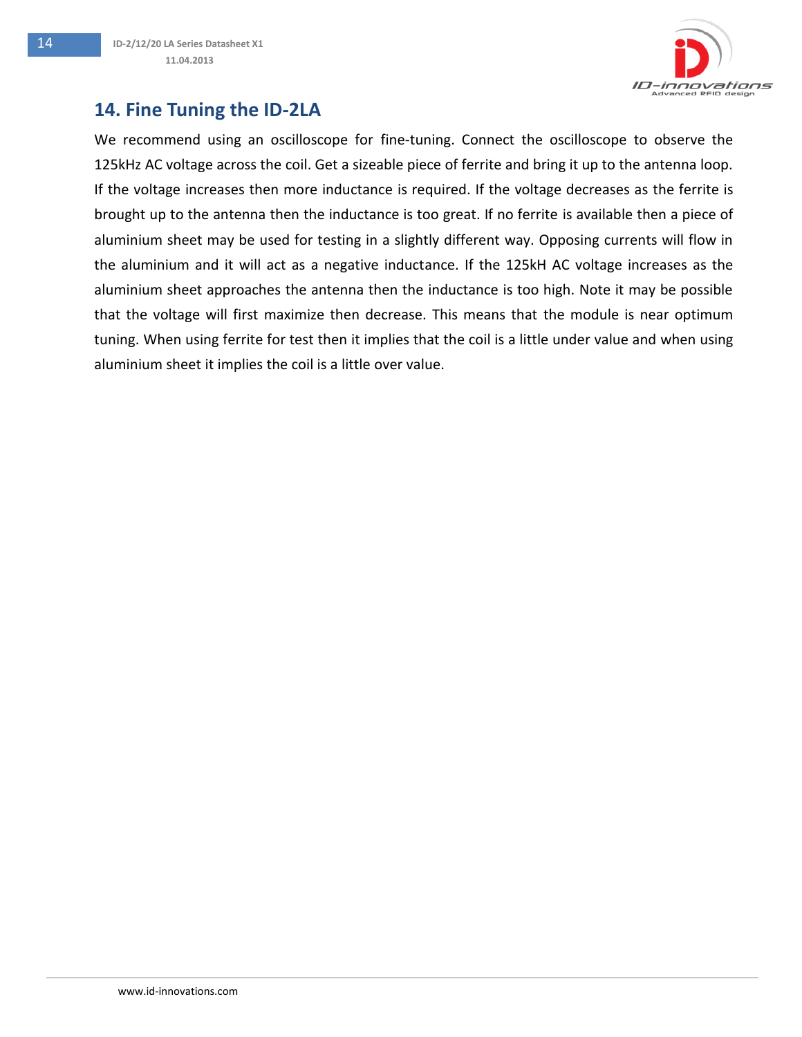## 14. Fine Tuning the ID-2LA

We recommend using an oscilloscope for fine-tuning. Connect the oscilloscope to observe the 125kHz AC voltage across the coil. Get a sizeable piece of ferrite and bring it up to the antenna loop. If the voltage increases then more inductance is required. If the voltage decreases as the ferrite is brought up to the antenna then the inductance is too great. If no ferrite is available then a piece of aluminium sheet may be used for testing in a slightly different way. Opposing currents will flow in the aluminium and it will act as a negative inductance. If the 125kH AC voltage increases as the aluminium sheet approaches the antenna then the inductance is too high. Note it may be possible that the voltage will first maximize then decrease. This means that the module is near optimum tuning. When using ferrite for test then it implies that the coil is a little under value and when using aluminium sheet it implies the coil is a little over value.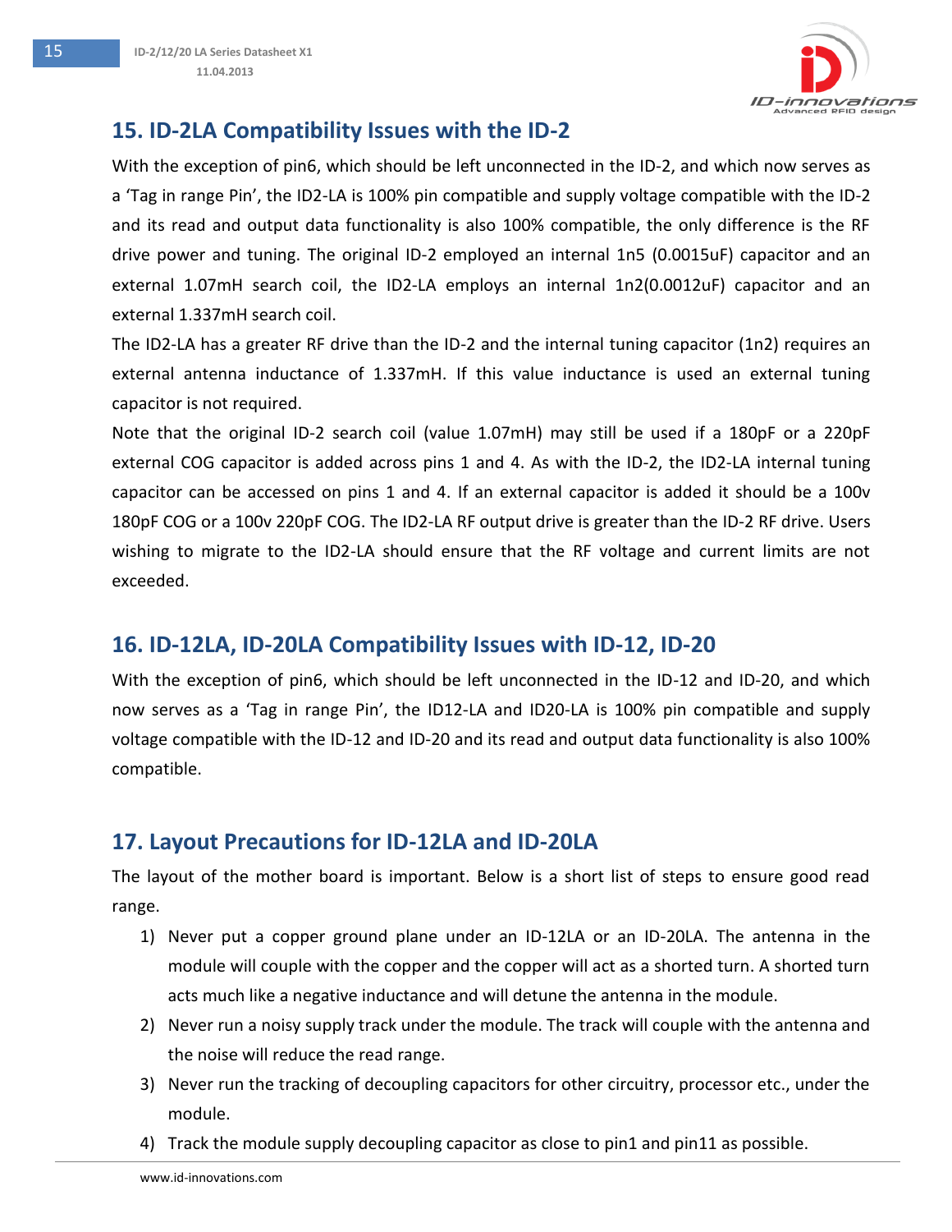## 15. ID-2LA Compatibility Issues with the ID-2

With the exception of pin6, which should be left unconnected in the ID-2, and which now serves as a 'Tag in range Pin', the ID2-LA is 100% pin compatible and supply voltage compatible with the ID-2 and its read and output data functionality is also 100% compatible, the only difference is the RF drive power and tuning. The original ID-2 employed an internal 1n5 (0.0015uF) capacitor and an external 1.07mH search coil, the ID2-LA employs an internal 1n2(0.0012uF) capacitor and an external 1.337mH search coil.

The ID2-LA has a greater RF drive than the ID-2 and the internal tuning capacitor (1n2) requires an external antenna inductance of 1.337mH. If this value inductance is used an external tuning capacitor is not required.

Note that the original ID-2 search coil (value 1.07mH) may still be used if a 180pF or a 220pF external COG capacitor is added across pins 1 and 4. As with the ID-2, the ID2-LA internal tuning capacitor can be accessed on pins 1 and 4. If an external capacitor is added it should be a 100v 180pF COG or a 100v 220pF COG. The ID2-LA RF output drive is greater than the ID-2 RF drive. Users wishing to migrate to the ID2-LA should ensure that the RF voltage and current limits are not exceeded.

## 16. ID-12LA, ID-20LA Compatibility Issues with ID-12, ID-20

With the exception of pin6, which should be left unconnected in the ID-12 and ID-20, and which now serves as a 'Tag in range Pin', the ID12-LA and ID20-LA is 100% pin compatible and supply voltage compatible with the ID-12 and ID-20 and its read and output data functionality is also 100% compatible.

## 17. Layout Precautions for ID-12LA and ID-20LA

The layout of the mother board is important. Below is a short list of steps to ensure good read range.

1) Never put a copper ground plane under an ID-12LA or an ID-20LA. The antenna in the module will couple with the copper and the copper will act as a shorted turn. A shorted turn acts much like a negative inductance and will detune the antenna in the module.
2) Never run a noisy supply track under the module. The track will couple with the antenna and the noise will reduce the read range.
3) Never run the tracking of decoupling capacitors for other circuitry, processor etc., under the module.
4) Track the module supply decoupling capacitor as close to pin1 and pin11 as possible.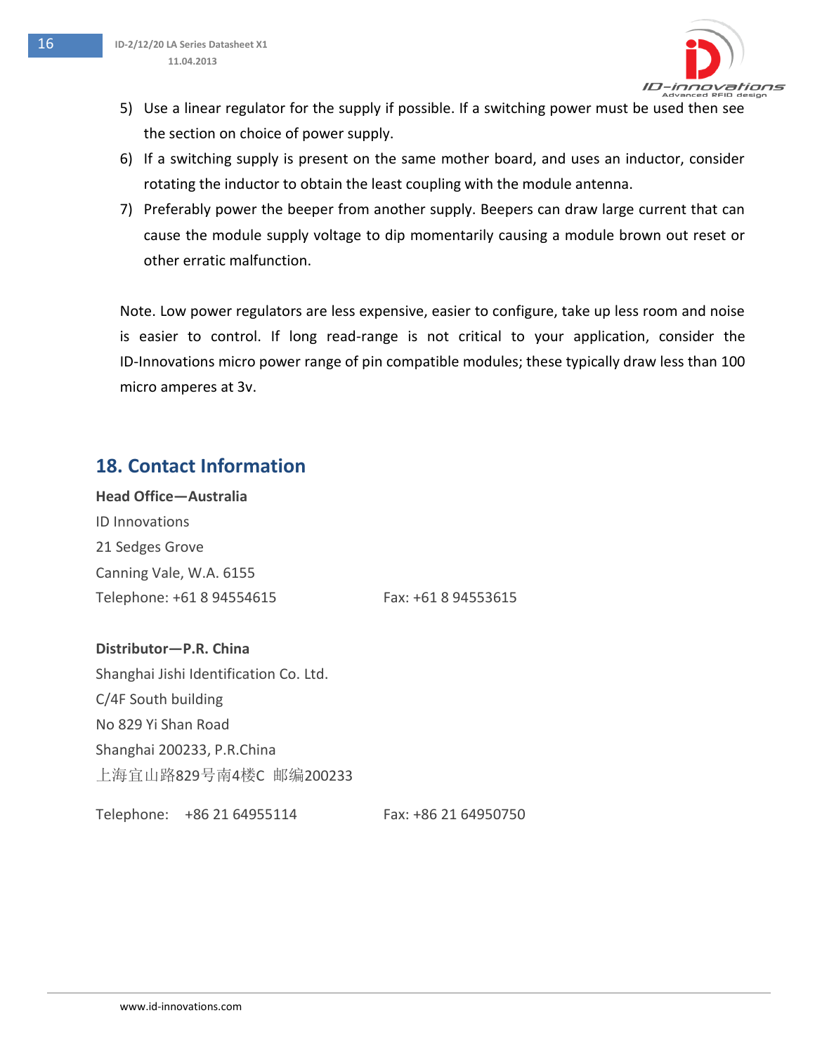5) Use a linear regulator for the supply if possible. If a switching power must be used then see the section on choice of power supply.
6) If a switching supply is present on the same mother board, and uses an inductor, consider rotating the inductor to obtain the least coupling with the module antenna.
7) Preferably power the beeper from another supply. Beepers can draw large current that can cause the module supply voltage to dip momentarily causing a module brown out reset or other erratic malfunction.

Note. Low power regulators are less expensive, easier to configure, take up less room and noise is easier to control. If long read-range is not critical to your application, consider the ID-Innovations micro power range of pin compatible modules; these typically draw less than 100 micro amperes at 3v.

## 18. Contact Information

**Head Office—Australia**

ID Innovations
21 Sedges Grove
Canning Vale, W.A. 6155
Telephone: +61 8 94554615 Fax: +61 8 94553615

**Distributor—P.R. China**

Shanghai Jishi Identification Co. Ltd.
C/4F South building
No 829 Yi Shan Road
Shanghai 200233, P.R.China
上海宜山路829号南4楼C 邮编200233

Telephone: +86 21 64955114 Fax: +86 21 64950750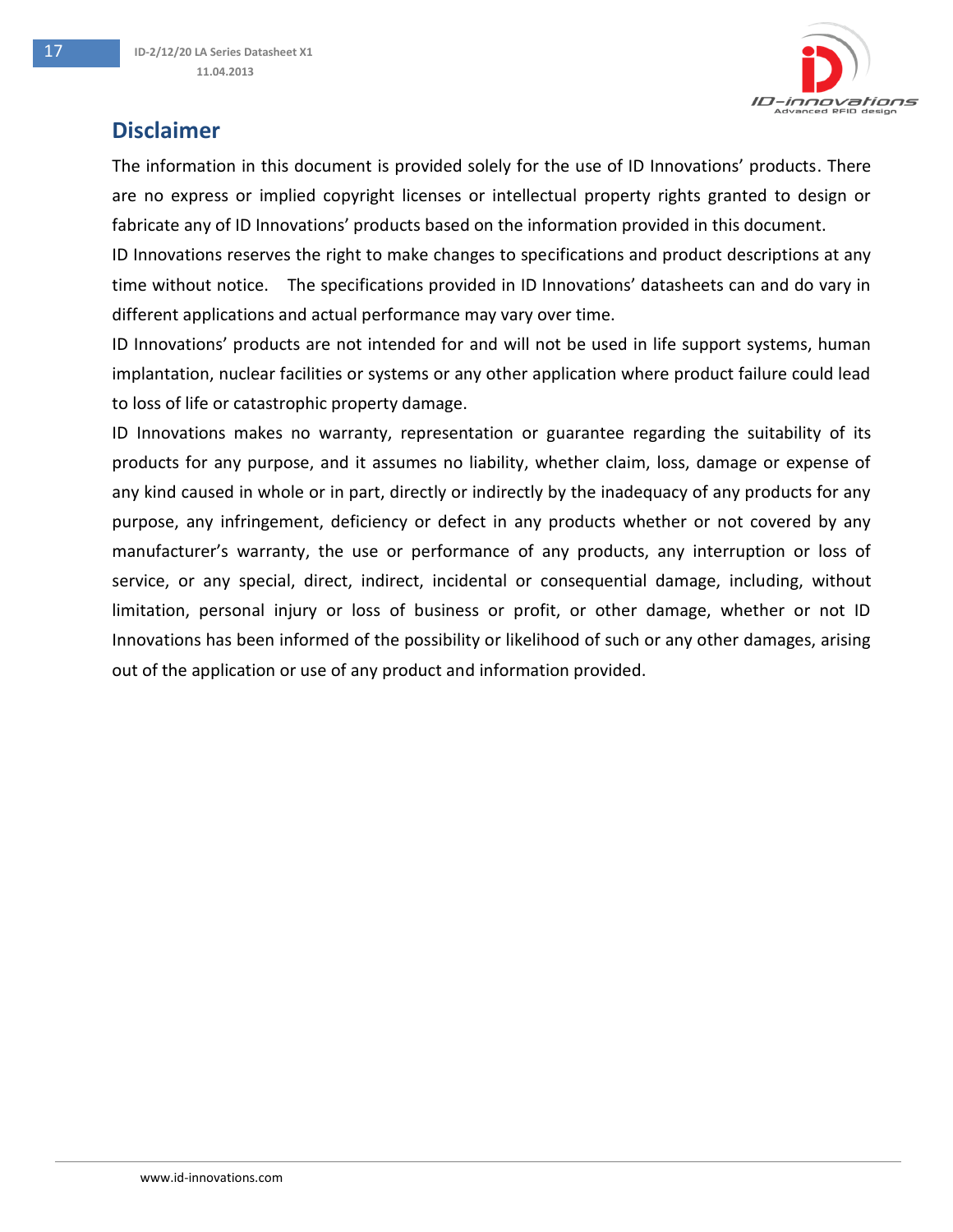## Disclaimer

The information in this document is provided solely for the use of ID Innovations' products. There are no express or implied copyright licenses or intellectual property rights granted to design or fabricate any of ID Innovations' products based on the information provided in this document.

ID Innovations reserves the right to make changes to specifications and product descriptions at any time without notice. The specifications provided in ID Innovations' datasheets can and do vary in different applications and actual performance may vary over time.

ID Innovations' products are not intended for and will not be used in life support systems, human implantation, nuclear facilities or systems or any other application where product failure could lead to loss of life or catastrophic property damage.

ID Innovations makes no warranty, representation or guarantee regarding the suitability of its products for any purpose, and it assumes no liability, whether claim, loss, damage or expense of any kind caused in whole or in part, directly or indirectly by the inadequacy of any products for any purpose, any infringement, deficiency or defect in any products whether or not covered by any manufacturer's warranty, the use or performance of any products, any interruption or loss of service, or any special, direct, indirect, incidental or consequential damage, including, without limitation, personal injury or loss of business or profit, or other damage, whether or not ID Innovations has been informed of the possibility or likelihood of such or any other damages, arising out of the application or use of any product and information provided.